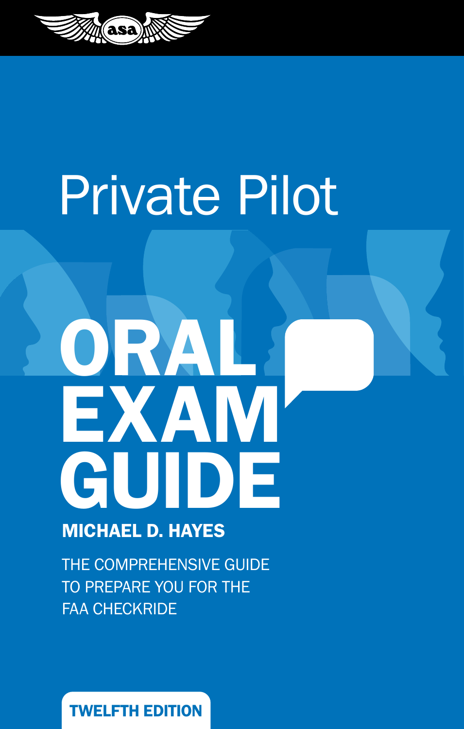asa

# Private Pilot

# ORAL EXAM GUIDE

**MICHAEL D. HAYES**

THE COMPREHENSIVE GUIDE TO PREPARE YOU FOR THE FAA CHECKRIDE

**TWELFTH EDITION**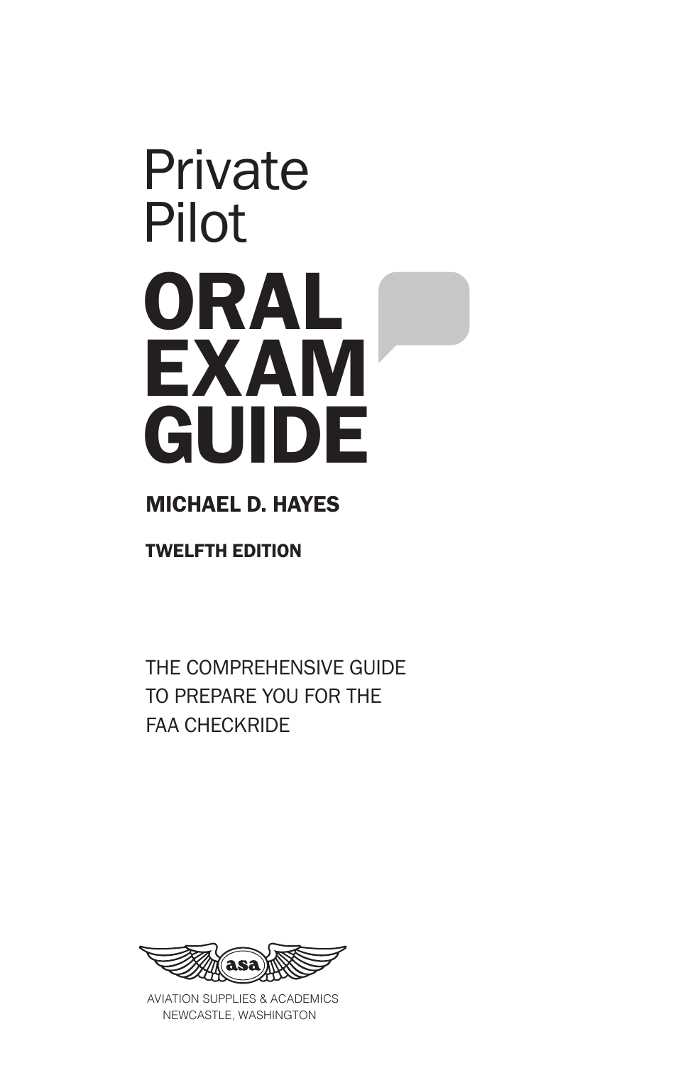# Private Pilot ORAL EXAM GUIDE

**MICHAEL D. HAYES**

**TWELFTH EDITION**

THE COMPREHENSIVE GUIDE TO PREPARE YOU FOR THE FAA CHECKRIDE

AVIATION SUPPLIES & ACADEMICS
NEWCASTLE, WASHINGTON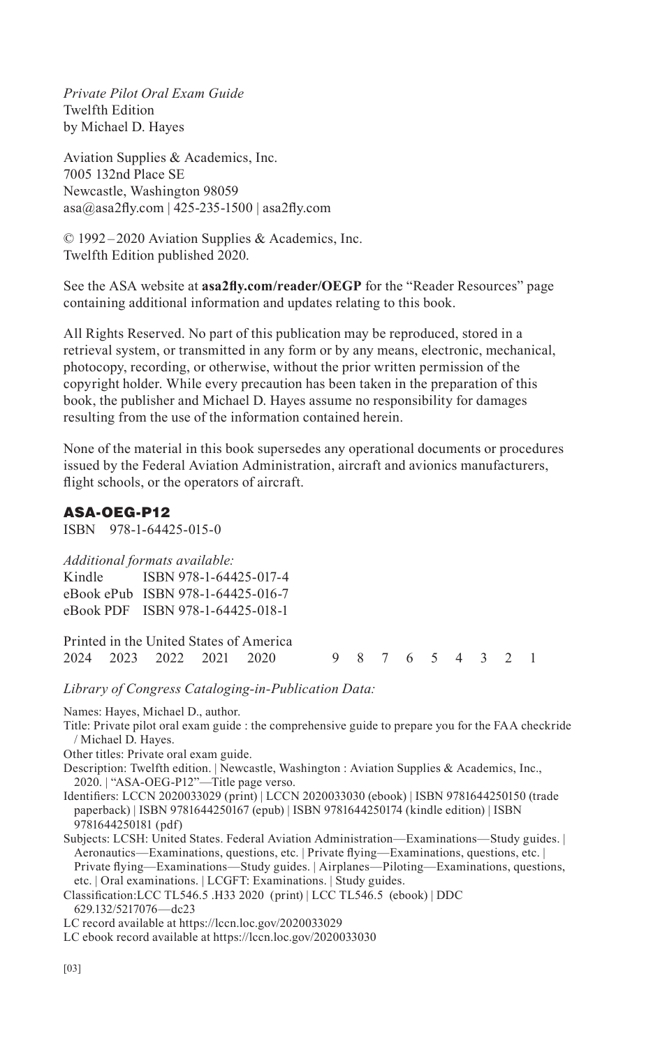*Private Pilot Oral Exam Guide*
Twelfth Edition
by Michael D. Hayes

Aviation Supplies & Academics, Inc.
7005 132nd Place SE
Newcastle, Washington 98059
asa@asa2fly.com | 425-235-1500 | asa2fly.com

© 1992 – 2020 Aviation Supplies & Academics, Inc.
Twelfth Edition published 2020.

See the ASA website at **asa2fly.com/reader/OEGP** for the "Reader Resources" page containing additional information and updates relating to this book.

All Rights Reserved. No part of this publication may be reproduced, stored in a retrieval system, or transmitted in any form or by any means, electronic, mechanical, photocopy, recording, or otherwise, without the prior written permission of the copyright holder. While every precaution has been taken in the preparation of this book, the publisher and Michael D. Hayes assume no responsibility for damages resulting from the use of the information contained herein.

None of the material in this book supersedes any operational documents or procedures issued by the Federal Aviation Administration, aircraft and avionics manufacturers, flight schools, or the operators of aircraft.

**ASA-OEG-P12**
ISBN 978-1-64425-015-0

*Additional formats available:*
Kindle ISBN 978-1-64425-017-4
eBook ePub ISBN 978-1-64425-016-7
eBook PDF ISBN 978-1-64425-018-1

Printed in the United States of America
2024 2023 2022 2021 2020 9 8 7 6 5 4 3 2 1

*Library of Congress Cataloging-in-Publication Data:*

Names: Hayes, Michael D., author.
Title: Private pilot oral exam guide : the comprehensive guide to prepare you for the FAA checkride / Michael D. Hayes.
Other titles: Private oral exam guide.
Description: Twelfth edition. | Newcastle, Washington : Aviation Supplies & Academics, Inc., 2020. | "ASA-OEG-P12"—Title page verso.
Identifiers: LCCN 2020033029 (print) | LCCN 2020033030 (ebook) | ISBN 9781644250150 (trade paperback) | ISBN 9781644250167 (epub) | ISBN 9781644250174 (kindle edition) | ISBN 9781644250181 (pdf)
Subjects: LCSH: United States. Federal Aviation Administration—Examinations—Study guides. | Aeronautics—Examinations, questions, etc. | Private flying—Examinations, questions, etc. | Private flying—Examinations—Study guides. | Airplanes—Piloting—Examinations, questions, etc. | Oral examinations. | LCGFT: Examinations. | Study guides.
Classification:LCC TL546.5 .H33 2020 (print) | LCC TL546.5 (ebook) | DDC 629.132/5217076—dc23
LC record available at https://lccn.loc.gov/2020033029
LC ebook record available at https://lccn.loc.gov/2020033030

[03]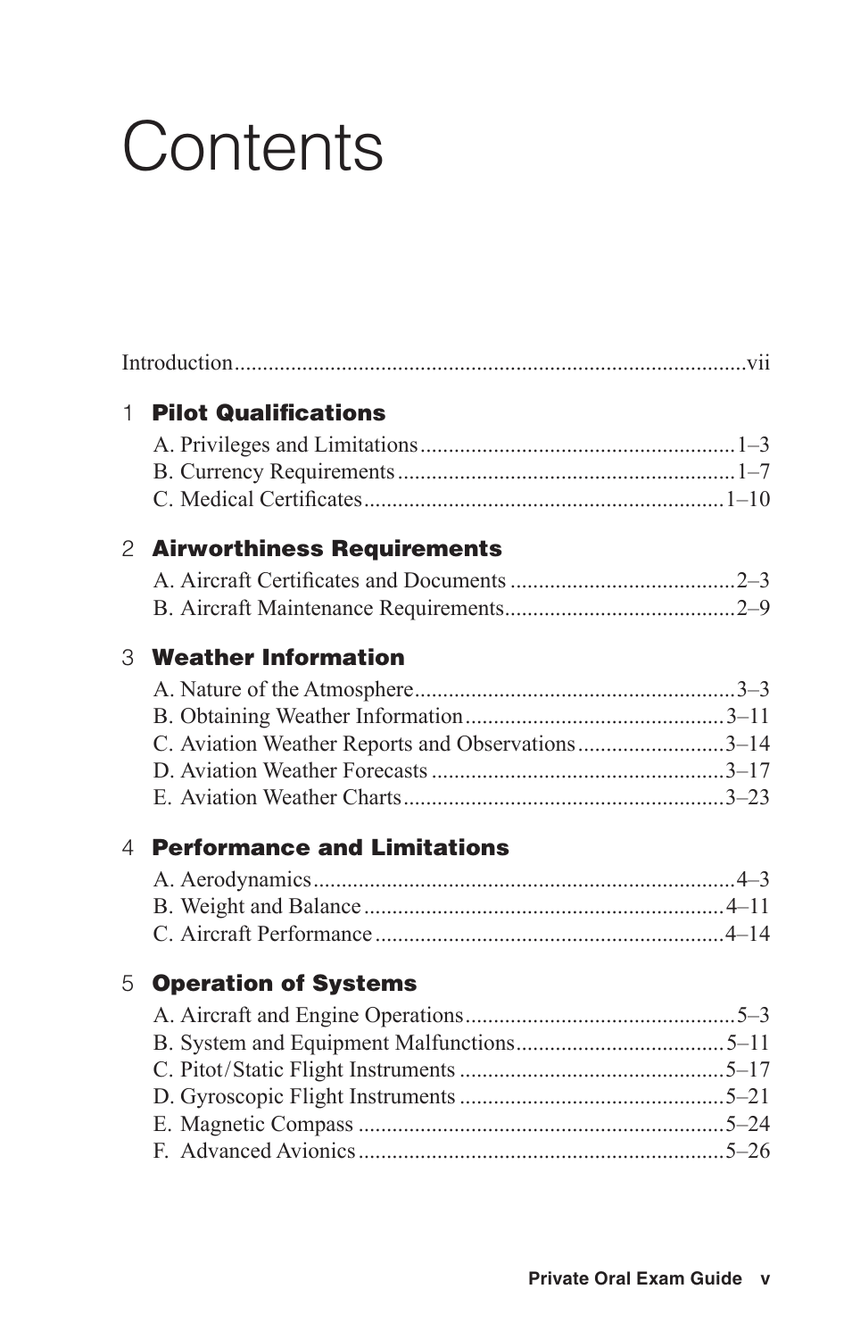# Contents

Introduction........................................................................................vii

## 1 Pilot Qualifications

A. Privileges and Limitations.......................................................1–3
B. Currency Requirements...........................................................1–7
C. Medical Certificates...............................................................1–10

## 2 Airworthiness Requirements

A. Aircraft Certificates and Documents ........................................2–3
B. Aircraft Maintenance Requirements........................................2–9

## 3 Weather Information

A. Nature of the Atmosphere........................................................3–3
B. Obtaining Weather Information.............................................3–11
C. Aviation Weather Reports and Observations..........................3–14
D. Aviation Weather Forecasts ...................................................3–17
E. Aviation Weather Charts........................................................3–23

## 4 Performance and Limitations

A. Aerodynamics..........................................................................4–3
B. Weight and Balance...............................................................4–11
C. Aircraft Performance.............................................................4–14

## 5 Operation of Systems

A. Aircraft and Engine Operations................................................5–3
B. System and Equipment Malfunctions.....................................5–11
C. Pitot/Static Flight Instruments ...............................................5–17
D. Gyroscopic Flight Instruments ...............................................5–21
E. Magnetic Compass ................................................................5–24
F. Advanced Avionics................................................................5–26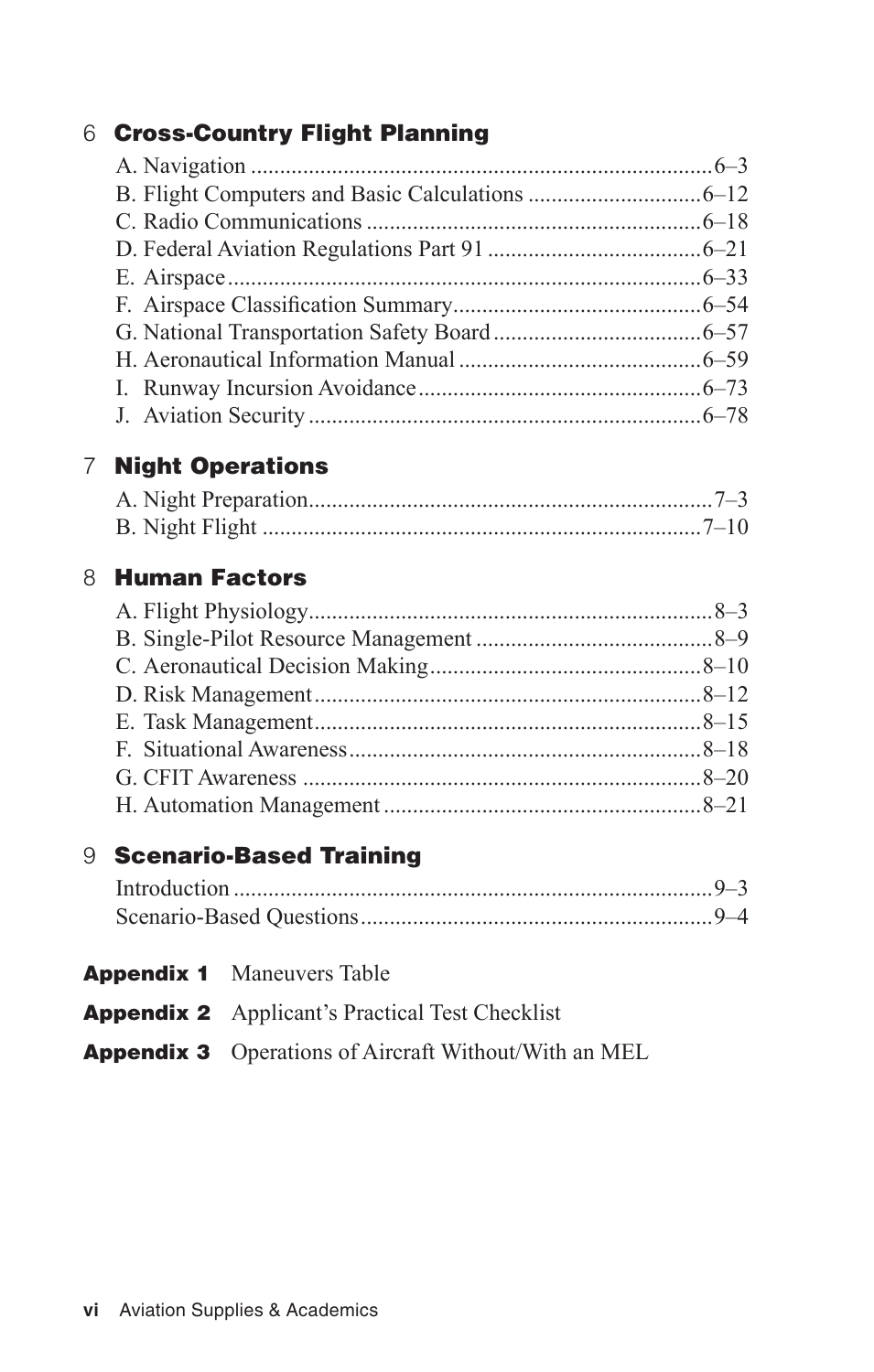## 6 Cross-Country Flight Planning

A. Navigation ....................................................................................6–3
B. Flight Computers and Basic Calculations ..............................6–12
C. Radio Communications ...........................................................6–18
D. Federal Aviation Regulations Part 91 .....................................6–21
E. Airspace ..................................................................................6–33
F. Airspace Classification Summary............................................6–54
G. National Transportation Safety Board ....................................6–57
H. Aeronautical Information Manual ...........................................6–59
I. Runway Incursion Avoidance..................................................6–73
J. Aviation Security .....................................................................6–78

## 7 Night Operations

A. Night Preparation......................................................................7–3
B. Night Flight ............................................................................7–10

## 8 Human Factors

A. Flight Physiology......................................................................8–3
B. Single-Pilot Resource Management .........................................8–9
C. Aeronautical Decision Making...............................................8–10
D. Risk Management...................................................................8–12
E. Task Management...................................................................8–15
F. Situational Awareness.............................................................8–18
G. CFIT Awareness .....................................................................8–20
H. Automation Management .......................................................8–21

## 9 Scenario-Based Training

Introduction ...................................................................................9–3
Scenario-Based Questions.............................................................9–4

**Appendix 1** Maneuvers Table

**Appendix 2** Applicant's Practical Test Checklist

**Appendix 3** Operations of Aircraft Without/With an MEL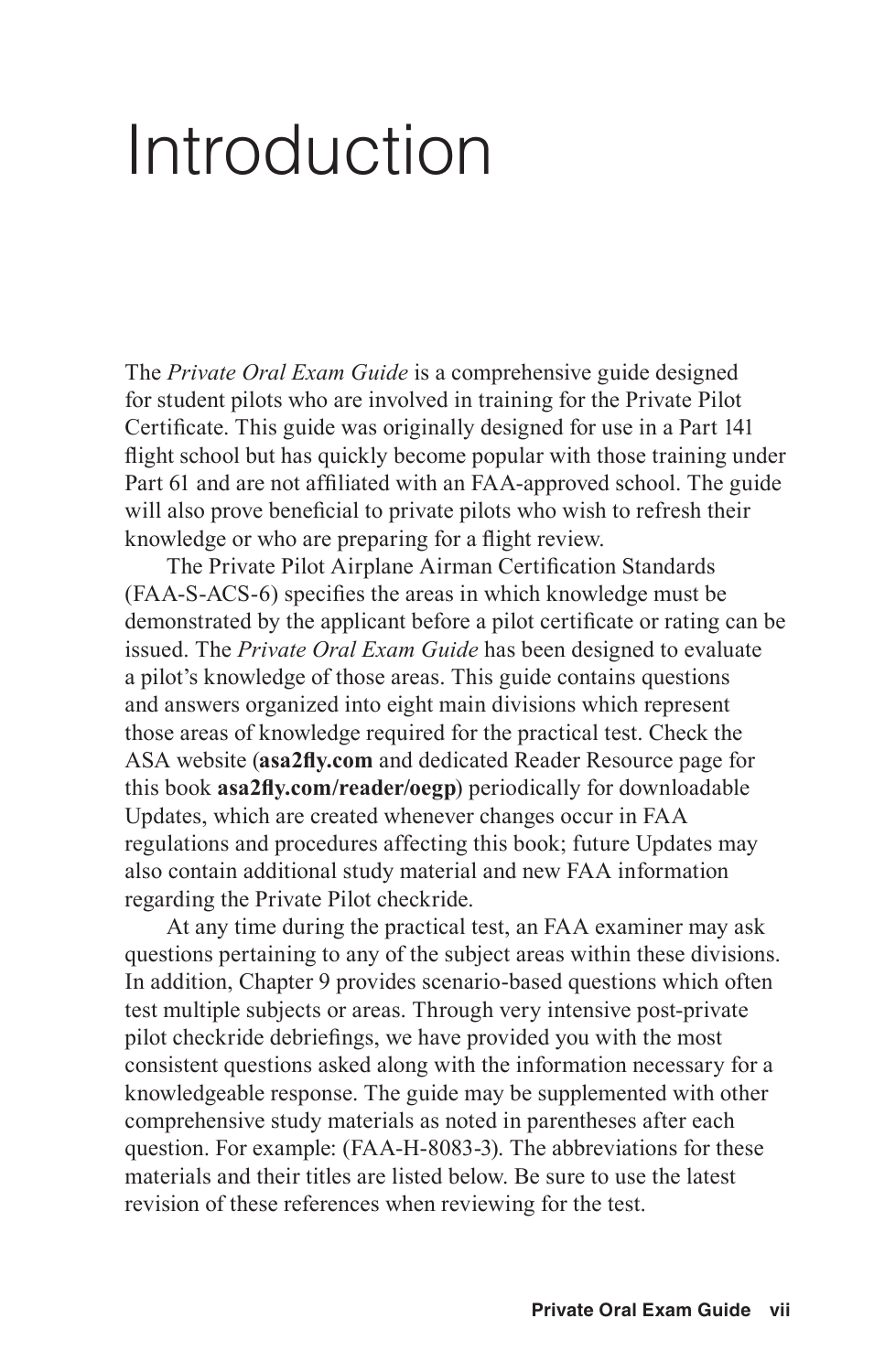# Introduction

The *Private Oral Exam Guide* is a comprehensive guide designed for student pilots who are involved in training for the Private Pilot Certificate. This guide was originally designed for use in a Part 141 flight school but has quickly become popular with those training under Part 61 and are not affiliated with an FAA-approved school. The guide will also prove beneficial to private pilots who wish to refresh their knowledge or who are preparing for a flight review.

The Private Pilot Airplane Airman Certification Standards (FAA-S-ACS-6) specifies the areas in which knowledge must be demonstrated by the applicant before a pilot certificate or rating can be issued. The *Private Oral Exam Guide* has been designed to evaluate a pilot's knowledge of those areas. This guide contains questions and answers organized into eight main divisions which represent those areas of knowledge required for the practical test. Check the ASA website (**asa2fly.com** and dedicated Reader Resource page for this book **asa2fly.com/reader/oegp**) periodically for downloadable Updates, which are created whenever changes occur in FAA regulations and procedures affecting this book; future Updates may also contain additional study material and new FAA information regarding the Private Pilot checkride.

At any time during the practical test, an FAA examiner may ask questions pertaining to any of the subject areas within these divisions. In addition, Chapter 9 provides scenario-based questions which often test multiple subjects or areas. Through very intensive post-private pilot checkride debriefings, we have provided you with the most consistent questions asked along with the information necessary for a knowledgeable response. The guide may be supplemented with other comprehensive study materials as noted in parentheses after each question. For example: (FAA-H-8083-3). The abbreviations for these materials and their titles are listed below. Be sure to use the latest revision of these references when reviewing for the test.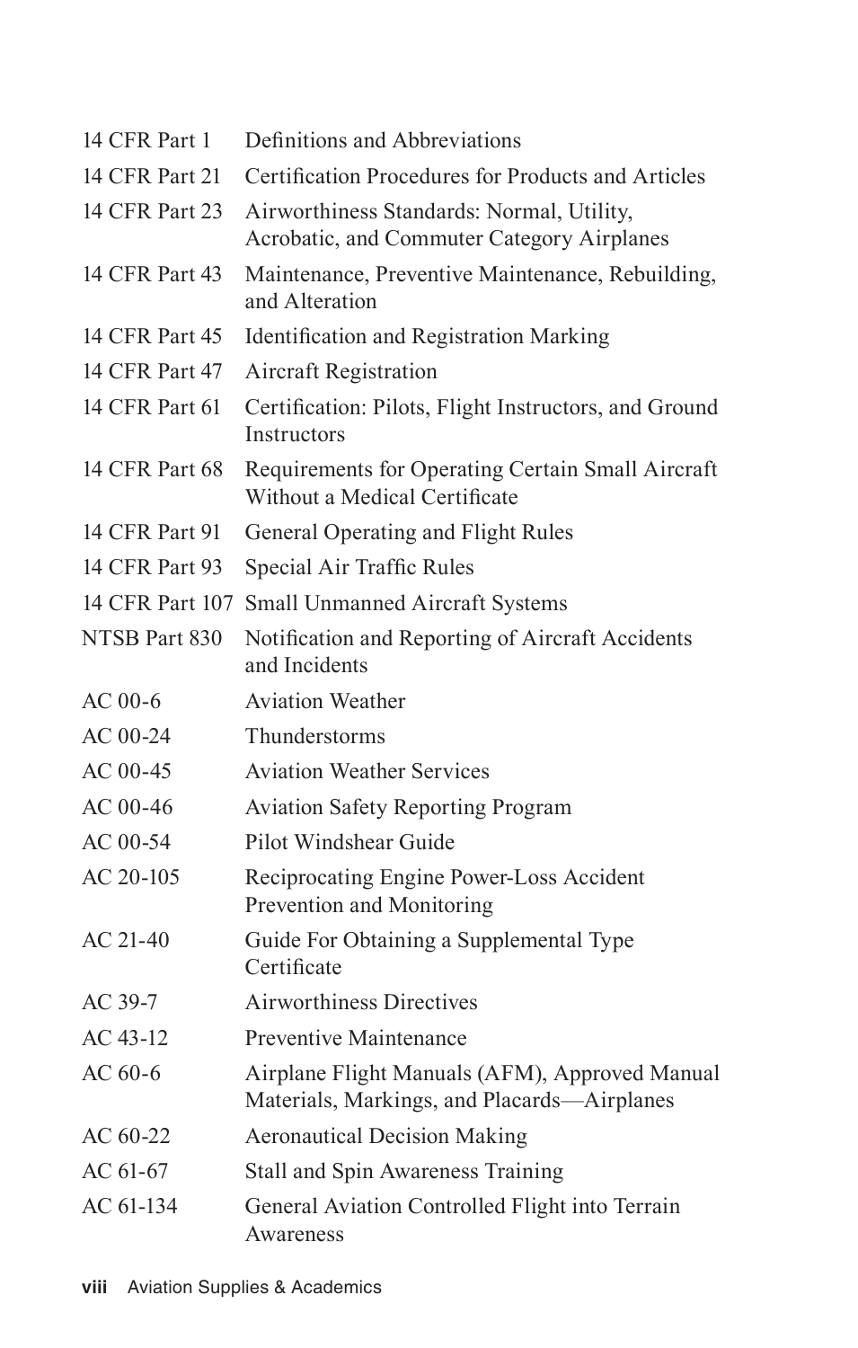| | |
|---|---|
| 14 CFR Part 1 | Definitions and Abbreviations |
| 14 CFR Part 21 | Certification Procedures for Products and Articles |
| 14 CFR Part 23 | Airworthiness Standards: Normal, Utility, Acrobatic, and Commuter Category Airplanes |
| 14 CFR Part 43 | Maintenance, Preventive Maintenance, Rebuilding, and Alteration |
| 14 CFR Part 45 | Identification and Registration Marking |
| 14 CFR Part 47 | Aircraft Registration |
| 14 CFR Part 61 | Certification: Pilots, Flight Instructors, and Ground Instructors |
| 14 CFR Part 68 | Requirements for Operating Certain Small Aircraft Without a Medical Certificate |
| 14 CFR Part 91 | General Operating and Flight Rules |
| 14 CFR Part 93 | Special Air Traffic Rules |
| 14 CFR Part 107 | Small Unmanned Aircraft Systems |
| NTSB Part 830 | Notification and Reporting of Aircraft Accidents and Incidents |
| AC 00-6 | Aviation Weather |
| AC 00-24 | Thunderstorms |
| AC 00-45 | Aviation Weather Services |
| AC 00-46 | Aviation Safety Reporting Program |
| AC 00-54 | Pilot Windshear Guide |
| AC 20-105 | Reciprocating Engine Power-Loss Accident Prevention and Monitoring |
| AC 21-40 | Guide For Obtaining a Supplemental Type Certificate |
| AC 39-7 | Airworthiness Directives |
| AC 43-12 | Preventive Maintenance |
| AC 60-6 | Airplane Flight Manuals (AFM), Approved Manual Materials, Markings, and Placards—Airplanes |
| AC 60-22 | Aeronautical Decision Making |
| AC 61-67 | Stall and Spin Awareness Training |
| AC 61-134 | General Aviation Controlled Flight into Terrain Awareness |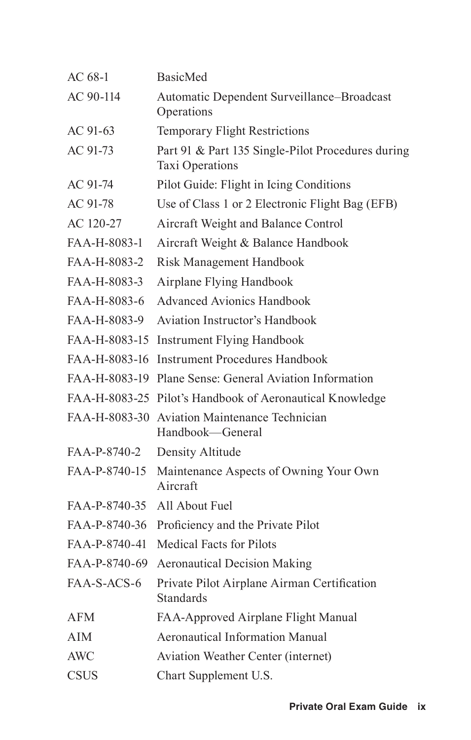| | |
|---|---|
| AC 68-1 | BasicMed |
| AC 90-114 | Automatic Dependent Surveillance–Broadcast Operations |
| AC 91-63 | Temporary Flight Restrictions |
| AC 91-73 | Part 91 & Part 135 Single-Pilot Procedures during Taxi Operations |
| AC 91-74 | Pilot Guide: Flight in Icing Conditions |
| AC 91-78 | Use of Class 1 or 2 Electronic Flight Bag (EFB) |
| AC 120-27 | Aircraft Weight and Balance Control |
| FAA-H-8083-1 | Aircraft Weight & Balance Handbook |
| FAA-H-8083-2 | Risk Management Handbook |
| FAA-H-8083-3 | Airplane Flying Handbook |
| FAA-H-8083-6 | Advanced Avionics Handbook |
| FAA-H-8083-9 | Aviation Instructor's Handbook |
| FAA-H-8083-15 | Instrument Flying Handbook |
| FAA-H-8083-16 | Instrument Procedures Handbook |
| FAA-H-8083-19 | Plane Sense: General Aviation Information |
| FAA-H-8083-25 | Pilot's Handbook of Aeronautical Knowledge |
| FAA-H-8083-30 | Aviation Maintenance Technician Handbook—General |
| FAA-P-8740-2 | Density Altitude |
| FAA-P-8740-15 | Maintenance Aspects of Owning Your Own Aircraft |
| FAA-P-8740-35 | All About Fuel |
| FAA-P-8740-36 | Proficiency and the Private Pilot |
| FAA-P-8740-41 | Medical Facts for Pilots |
| FAA-P-8740-69 | Aeronautical Decision Making |
| FAA-S-ACS-6 | Private Pilot Airplane Airman Certification Standards |
| AFM | FAA-Approved Airplane Flight Manual |
| AIM | Aeronautical Information Manual |
| AWC | Aviation Weather Center (internet) |
| CSUS | Chart Supplement U.S. |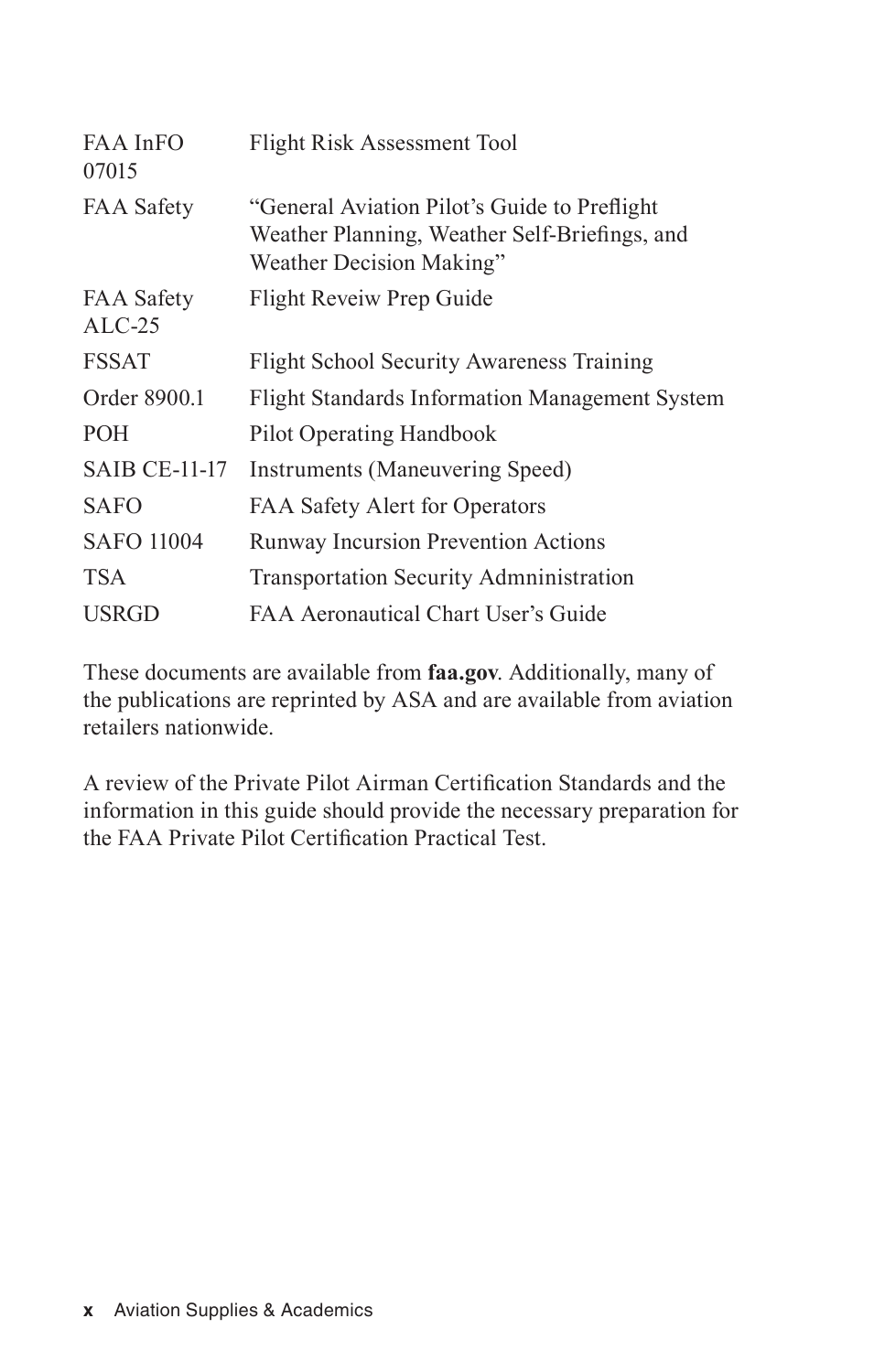| | |
|---|---|
| FAA InFO 07015 | Flight Risk Assessment Tool |
| FAA Safety | "General Aviation Pilot's Guide to Preflight Weather Planning, Weather Self-Briefings, and Weather Decision Making" |
| FAA Safety ALC-25 | Flight Reveiw Prep Guide |
| FSSAT | Flight School Security Awareness Training |
| Order 8900.1 | Flight Standards Information Management System |
| POH | Pilot Operating Handbook |
| SAIB CE-11-17 | Instruments (Maneuvering Speed) |
| SAFO | FAA Safety Alert for Operators |
| SAFO 11004 | Runway Incursion Prevention Actions |
| TSA | Transportation Security Admnistration |
| USRGD | FAA Aeronautical Chart User's Guide |

These documents are available from **faa.gov**. Additionally, many of the publications are reprinted by ASA and are available from aviation retailers nationwide.

A review of the Private Pilot Airman Certification Standards and the information in this guide should provide the necessary preparation for the FAA Private Pilot Certification Practical Test.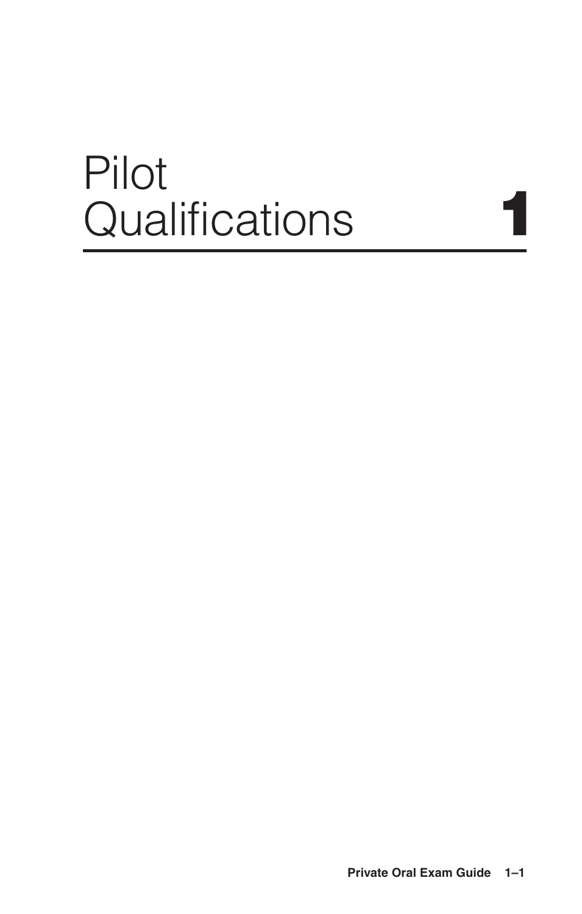# Pilot Qualifications 1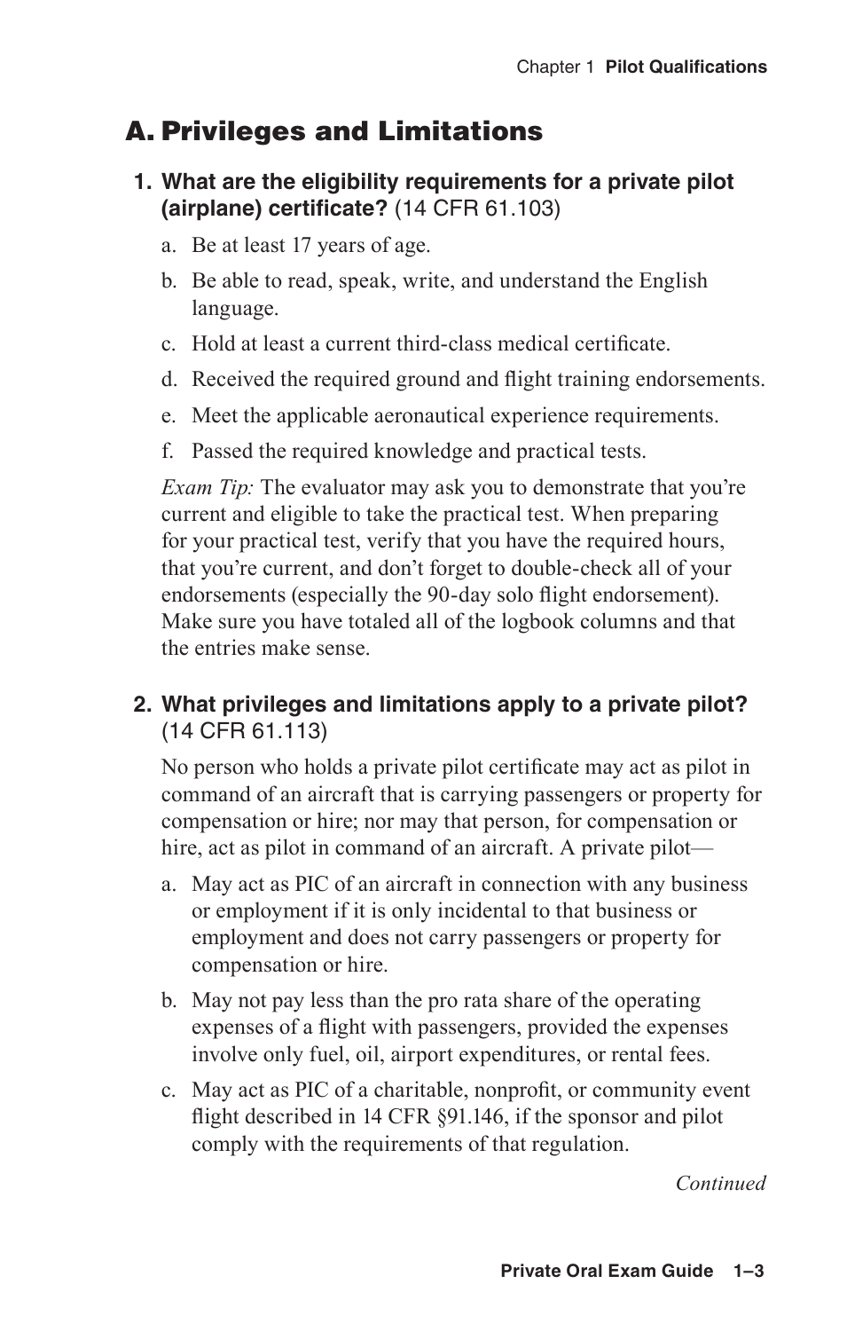## A. Privileges and Limitations

**1. What are the eligibility requirements for a private pilot (airplane) certificate?** (14 CFR 61.103)

a. Be at least 17 years of age.

b. Be able to read, speak, write, and understand the English language.

c. Hold at least a current third-class medical certificate.

d. Received the required ground and flight training endorsements.

e. Meet the applicable aeronautical experience requirements.

f. Passed the required knowledge and practical tests.

*Exam Tip:* The evaluator may ask you to demonstrate that you're current and eligible to take the practical test. When preparing for your practical test, verify that you have the required hours, that you're current, and don't forget to double-check all of your endorsements (especially the 90-day solo flight endorsement). Make sure you have totaled all of the logbook columns and that the entries make sense.

**2. What privileges and limitations apply to a private pilot?** (14 CFR 61.113)

No person who holds a private pilot certificate may act as pilot in command of an aircraft that is carrying passengers or property for compensation or hire; nor may that person, for compensation or hire, act as pilot in command of an aircraft. A private pilot—

a. May act as PIC of an aircraft in connection with any business or employment if it is only incidental to that business or employment and does not carry passengers or property for compensation or hire.

b. May not pay less than the pro rata share of the operating expenses of a flight with passengers, provided the expenses involve only fuel, oil, airport expenditures, or rental fees.

c. May act as PIC of a charitable, nonprofit, or community event flight described in 14 CFR §91.146, if the sponsor and pilot comply with the requirements of that regulation.

*Continued*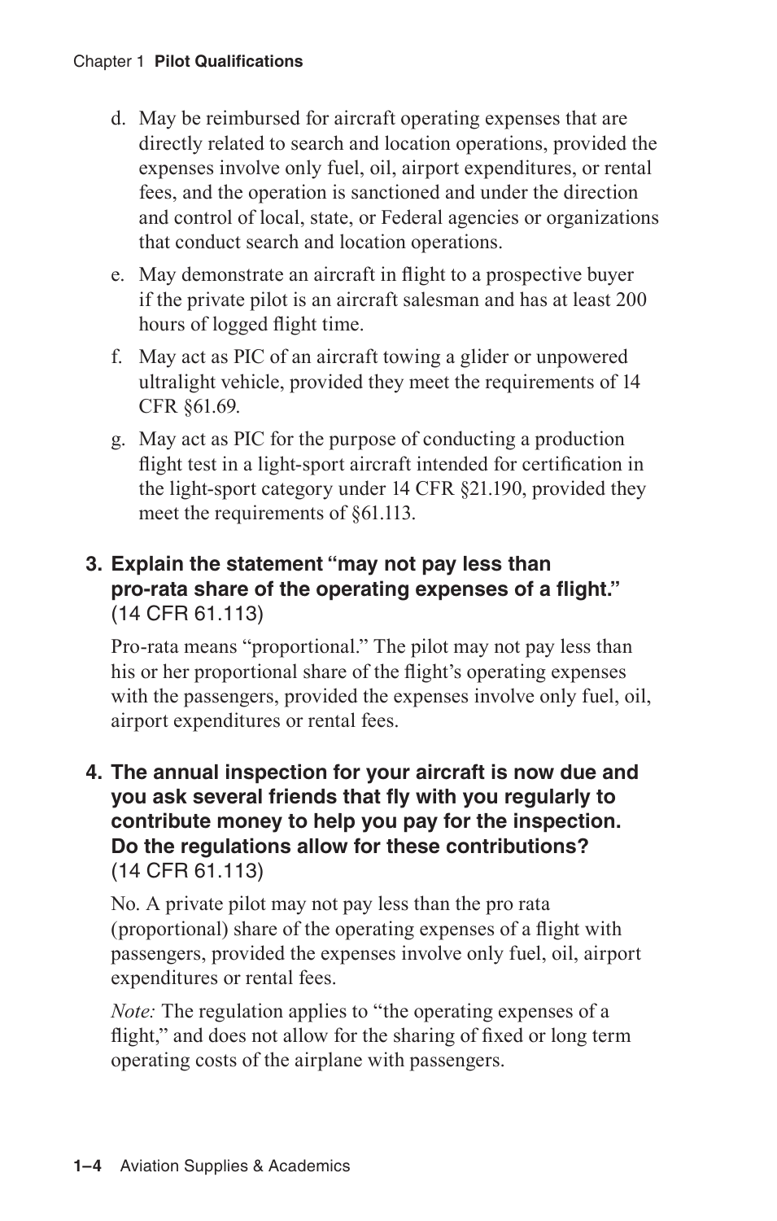d. May be reimbursed for aircraft operating expenses that are directly related to search and location operations, provided the expenses involve only fuel, oil, airport expenditures, or rental fees, and the operation is sanctioned and under the direction and control of local, state, or Federal agencies or organizations that conduct search and location operations.

e. May demonstrate an aircraft in flight to a prospective buyer if the private pilot is an aircraft salesman and has at least 200 hours of logged flight time.

f. May act as PIC of an aircraft towing a glider or unpowered ultralight vehicle, provided they meet the requirements of 14 CFR §61.69.

g. May act as PIC for the purpose of conducting a production flight test in a light-sport aircraft intended for certification in the light-sport category under 14 CFR §21.190, provided they meet the requirements of §61.113.

**3. Explain the statement "may not pay less than pro-rata share of the operating expenses of a flight."** (14 CFR 61.113)

Pro-rata means "proportional." The pilot may not pay less than his or her proportional share of the flight's operating expenses with the passengers, provided the expenses involve only fuel, oil, airport expenditures or rental fees.

**4. The annual inspection for your aircraft is now due and you ask several friends that fly with you regularly to contribute money to help you pay for the inspection. Do the regulations allow for these contributions?** (14 CFR 61.113)

No. A private pilot may not pay less than the pro rata (proportional) share of the operating expenses of a flight with passengers, provided the expenses involve only fuel, oil, airport expenditures or rental fees.

*Note:* The regulation applies to "the operating expenses of a flight," and does not allow for the sharing of fixed or long term operating costs of the airplane with passengers.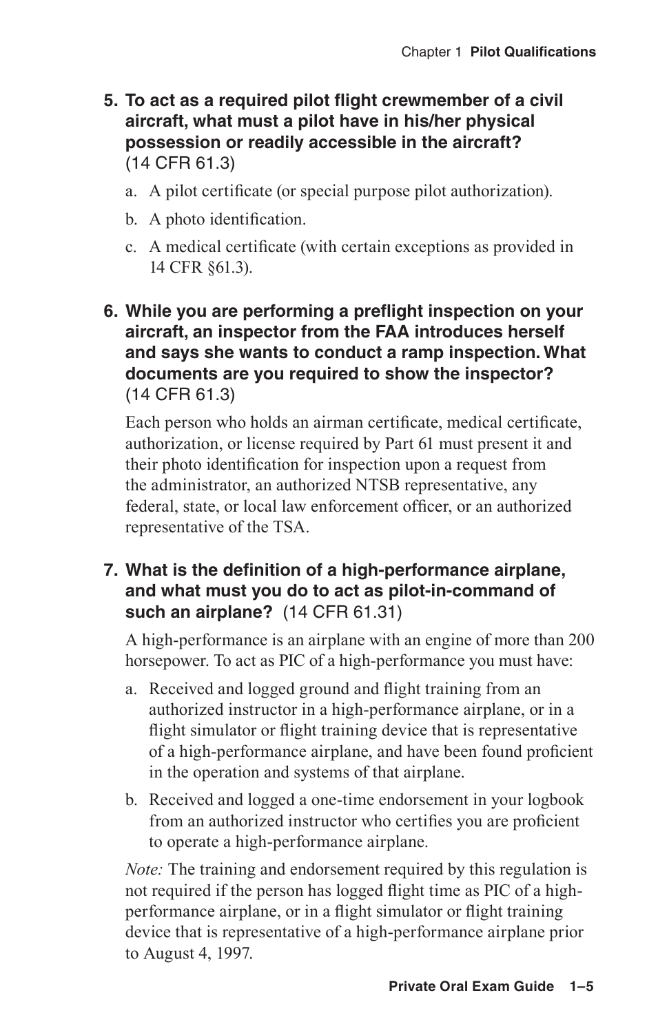**5. To act as a required pilot flight crewmember of a civil aircraft, what must a pilot have in his/her physical possession or readily accessible in the aircraft?** (14 CFR 61.3)

a. A pilot certificate (or special purpose pilot authorization).

b. A photo identification.

c. A medical certificate (with certain exceptions as provided in 14 CFR §61.3).

**6. While you are performing a preflight inspection on your aircraft, an inspector from the FAA introduces herself and says she wants to conduct a ramp inspection. What documents are you required to show the inspector?** (14 CFR 61.3)

Each person who holds an airman certificate, medical certificate, authorization, or license required by Part 61 must present it and their photo identification for inspection upon a request from the administrator, an authorized NTSB representative, any federal, state, or local law enforcement officer, or an authorized representative of the TSA.

**7. What is the definition of a high-performance airplane, and what must you do to act as pilot-in-command of such an airplane?** (14 CFR 61.31)

A high-performance is an airplane with an engine of more than 200 horsepower. To act as PIC of a high-performance you must have:

a. Received and logged ground and flight training from an authorized instructor in a high-performance airplane, or in a flight simulator or flight training device that is representative of a high-performance airplane, and have been found proficient in the operation and systems of that airplane.

b. Received and logged a one-time endorsement in your logbook from an authorized instructor who certifies you are proficient to operate a high-performance airplane.

*Note:* The training and endorsement required by this regulation is not required if the person has logged flight time as PIC of a high-performance airplane, or in a flight simulator or flight training device that is representative of a high-performance airplane prior to August 4, 1997.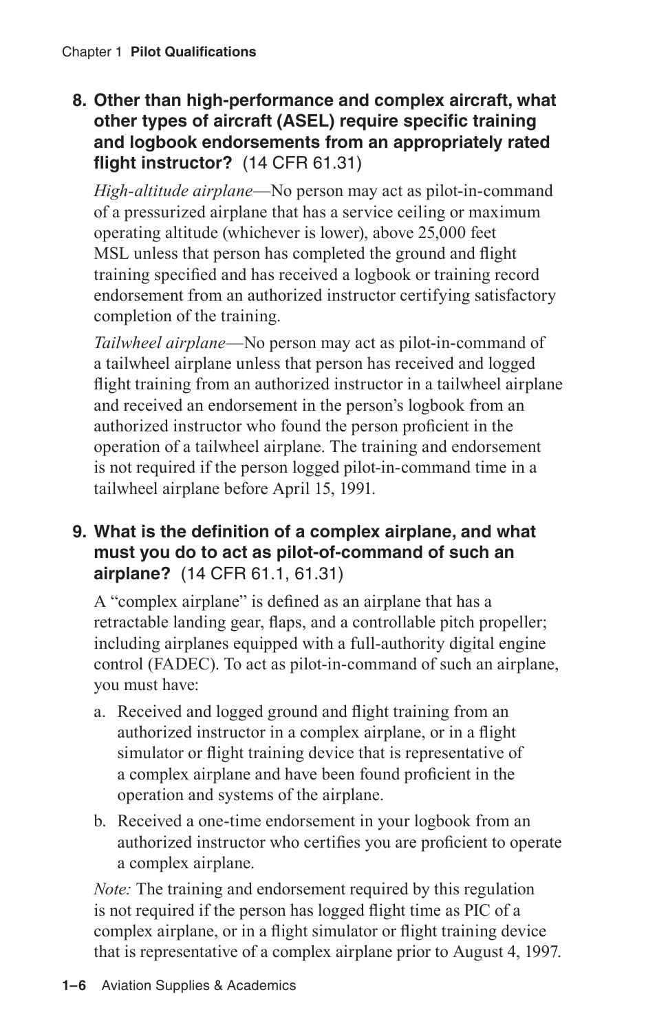**8. Other than high-performance and complex aircraft, what other types of aircraft (ASEL) require specific training and logbook endorsements from an appropriately rated flight instructor?** (14 CFR 61.31)

*High-altitude airplane*—No person may act as pilot-in-command of a pressurized airplane that has a service ceiling or maximum operating altitude (whichever is lower), above 25,000 feet MSL unless that person has completed the ground and flight training specified and has received a logbook or training record endorsement from an authorized instructor certifying satisfactory completion of the training.

*Tailwheel airplane*—No person may act as pilot-in-command of a tailwheel airplane unless that person has received and logged flight training from an authorized instructor in a tailwheel airplane and received an endorsement in the person's logbook from an authorized instructor who found the person proficient in the operation of a tailwheel airplane. The training and endorsement is not required if the person logged pilot-in-command time in a tailwheel airplane before April 15, 1991.

**9. What is the definition of a complex airplane, and what must you do to act as pilot-of-command of such an airplane?** (14 CFR 61.1, 61.31)

A "complex airplane" is defined as an airplane that has a retractable landing gear, flaps, and a controllable pitch propeller; including airplanes equipped with a full-authority digital engine control (FADEC). To act as pilot-in-command of such an airplane, you must have:

a. Received and logged ground and flight training from an authorized instructor in a complex airplane, or in a flight simulator or flight training device that is representative of a complex airplane and have been found proficient in the operation and systems of the airplane.

b. Received a one-time endorsement in your logbook from an authorized instructor who certifies you are proficient to operate a complex airplane.

*Note:* The training and endorsement required by this regulation is not required if the person has logged flight time as PIC of a complex airplane, or in a flight simulator or flight training device that is representative of a complex airplane prior to August 4, 1997.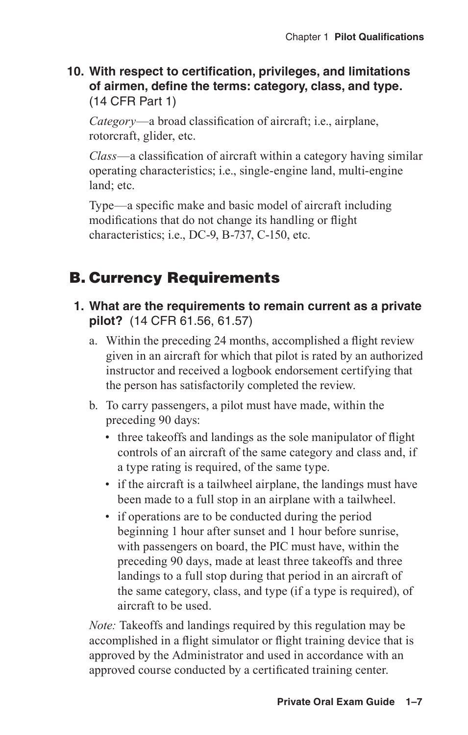**10. With respect to certification, privileges, and limitations of airmen, define the terms: category, class, and type.** (14 CFR Part 1)

*Category*—a broad classification of aircraft; i.e., airplane, rotorcraft, glider, etc.

*Class*—a classification of aircraft within a category having similar operating characteristics; i.e., single-engine land, multi-engine land; etc.

Type—a specific make and basic model of aircraft including modifications that do not change its handling or flight characteristics; i.e., DC-9, B-737, C-150, etc.

## B. Currency Requirements

**1. What are the requirements to remain current as a private pilot?** (14 CFR 61.56, 61.57)

a. Within the preceding 24 months, accomplished a flight review given in an aircraft for which that pilot is rated by an authorized instructor and received a logbook endorsement certifying that the person has satisfactorily completed the review.

b. To carry passengers, a pilot must have made, within the preceding 90 days:

- three takeoffs and landings as the sole manipulator of flight controls of an aircraft of the same category and class and, if a type rating is required, of the same type.
- if the aircraft is a tailwheel airplane, the landings must have been made to a full stop in an airplane with a tailwheel.
- if operations are to be conducted during the period beginning 1 hour after sunset and 1 hour before sunrise, with passengers on board, the PIC must have, within the preceding 90 days, made at least three takeoffs and three landings to a full stop during that period in an aircraft of the same category, class, and type (if a type is required), of aircraft to be used.

*Note:* Takeoffs and landings required by this regulation may be accomplished in a flight simulator or flight training device that is approved by the Administrator and used in accordance with an approved course conducted by a certificated training center.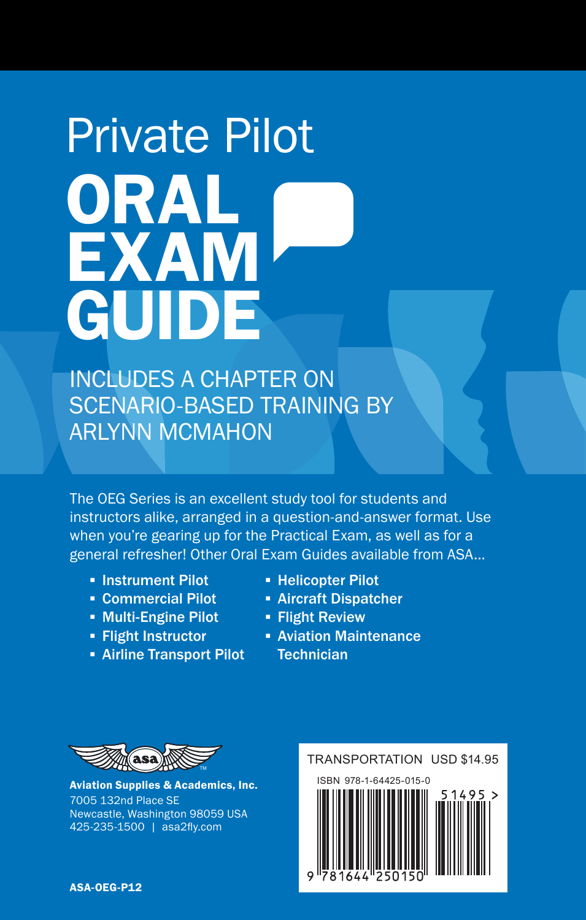# Private Pilot

# ORAL EXAM GUIDE

INCLUDES A CHAPTER ON SCENARIO-BASED TRAINING BY ARLYNN MCMAHON

The OEG Series is an excellent study tool for students and instructors alike, arranged in a question-and-answer format. Use when you're gearing up for the Practical Exam, as well as for a general refresher! Other Oral Exam Guides available from ASA...

- **Instrument Pilot**
- **Commercial Pilot**
- **Multi-Engine Pilot**
- **Flight Instructor**
- **Airline Transport Pilot**
- **Helicopter Pilot**
- **Aircraft Dispatcher**
- **Flight Review**
- **Aviation Maintenance Technician**

asa™

**Aviation Supplies & Academics, Inc.**
7005 132nd Place SE
Newcastle, Washington 98059 USA
425-235-1500 | asa2fly.com

TRANSPORTATION USD $14.95

ISBN 978-1-64425-015-0

9 781644 250150 51495 >

**ASA-OEG-P12**